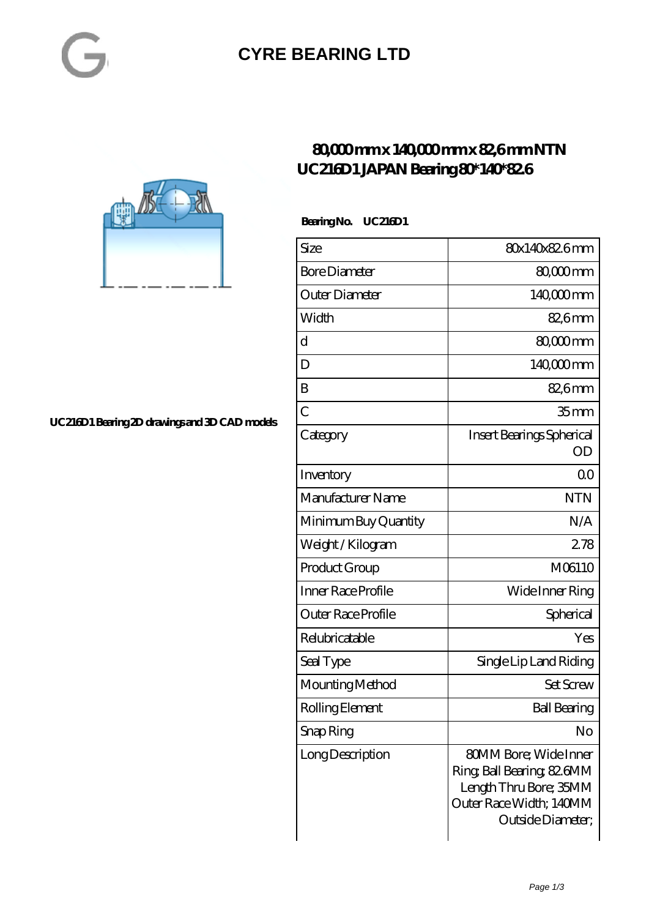# CYRE BEARING LTD

## 80,000 mm x 140,000 mm x 82,6 mm NTN UC216D1 JAPAN Bearing 80*140*82.6

UC216D1 Bearing 2D drawings and 3D CAD models

**Bearing No. UC216D1**

| | |
|---|---|
| Size | 80x140x82.6 mm |
| Bore Diameter | 80,000 mm |
| Outer Diameter | 140,000 mm |
| Width | 82,6 mm |
| d | 80,000 mm |
| D | 140,000 mm |
| B | 82,6 mm |
| C | 35 mm |
| Category | Insert Bearings Spherical OD |
| Inventory | 0.0 |
| Manufacturer Name | NTN |
| Minimum Buy Quantity | N/A |
| Weight / Kilogram | 2.78 |
| Product Group | M06110 |
| Inner Race Profile | Wide Inner Ring |
| Outer Race Profile | Spherical |
| Relubricatable | Yes |
| Seal Type | Single Lip Land Riding |
| Mounting Method | Set Screw |
| Rolling Element | Ball Bearing |
| Snap Ring | No |
| Long Description | 80MM Bore; Wide Inner Ring; Ball Bearing; 82.6MM Length Thru Bore; 35MM Outer Race Width; 140MM Outside Diameter; |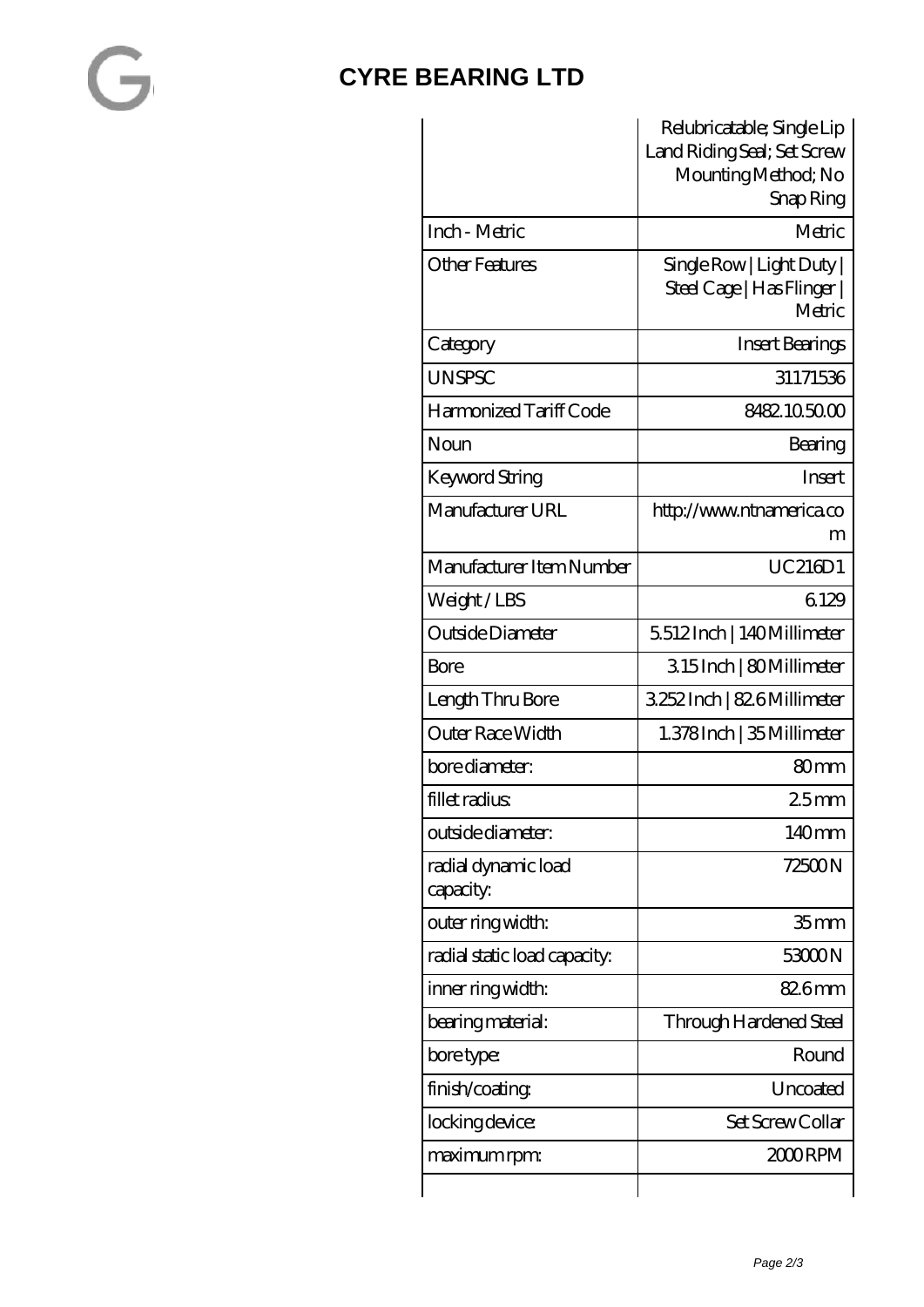| | |
|---|---|
| | Relubricatable; Single Lip Land Riding Seal; Set Screw Mounting Method; No Snap Ring |
| Inch - Metric | Metric |
| Other Features | Single Row \| Light Duty \| Steel Cage \| Has Flinger \| Metric |
| Category | Insert Bearings |
| UNSPSC | 31171536 |
| Harmonized Tariff Code | 8482.10.50.00 |
| Noun | Bearing |
| Keyword String | Insert |
| Manufacturer URL | http://www.ntnamerica.com |
| Manufacturer Item Number | UC216D1 |
| Weight / LBS | 6.129 |
| Outside Diameter | 5.512 Inch \| 140 Millimeter |
| Bore | 3.15 Inch \| 80 Millimeter |
| Length Thru Bore | 3.252 Inch \| 82.6 Millimeter |
| Outer Race Width | 1.378 Inch \| 35 Millimeter |
| bore diameter: | 80 mm |
| fillet radius: | 2.5 mm |
| outside diameter: | 140 mm |
| radial dynamic load capacity: | 72500 N |
| outer ring width: | 35 mm |
| radial static load capacity: | 53000 N |
| inner ring width: | 82.6 mm |
| bearing material: | Through Hardened Steel |
| bore type: | Round |
| finish/coating: | Uncoated |
| locking device: | Set Screw Collar |
| maximum rpm: | 2000 RPM |
| | |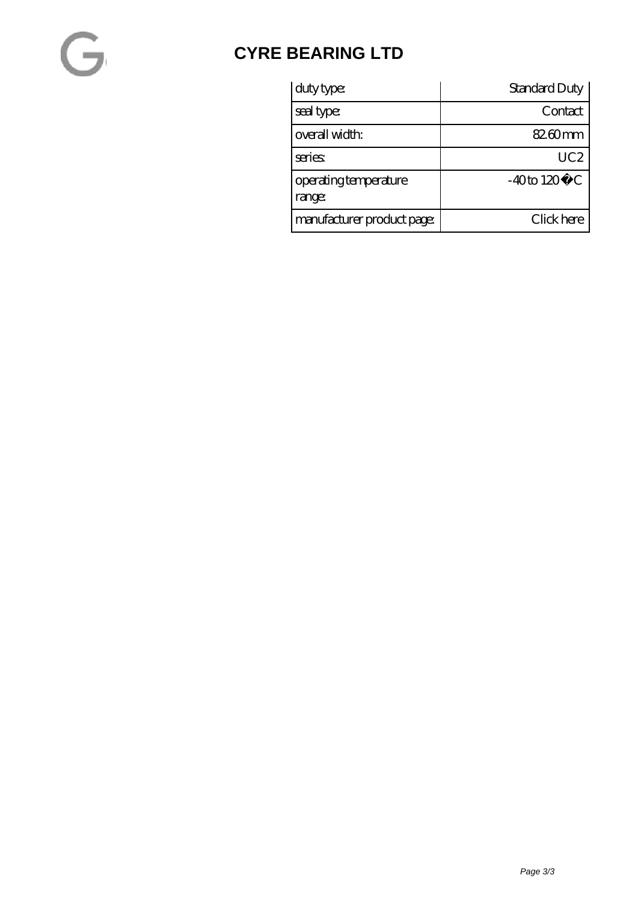| | |
|---|---|
| duty type: | Standard Duty |
| seal type: | Contact |
| overall width: | 82.60 mm |
| series: | UC2 |
| operating temperature range: | -40 to 120 �C |
| manufacturer product page: | Click here |